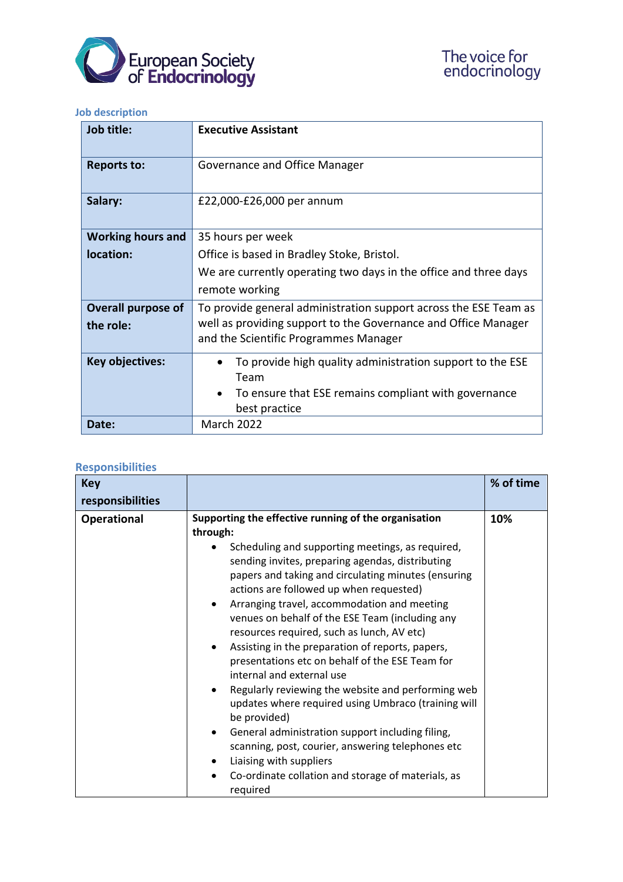European Society of Endocrinology

The voice for endocrinology

## Job description

| Job title: | Executive Assistant |
|---|---|
| Reports to: | Governance and Office Manager |
| Salary: | £22,000-£26,000 per annum |
| Working hours and location: | 35 hours per week<br>Office is based in Bradley Stoke, Bristol.<br>We are currently operating two days in the office and three days remote working |
| Overall purpose of the role: | To provide general administration support across the ESE Team as well as providing support to the Governance and Office Manager and the Scientific Programmes Manager |
| Key objectives: | • To provide high quality administration support to the ESE Team<br>• To ensure that ESE remains compliant with governance best practice |
| Date: | March 2022 |

## Responsibilities

| Key responsibilities | | % of time |
|---|---|---|
| **Operational** | **Supporting the effective running of the organisation through:**<br>• Scheduling and supporting meetings, as required, sending invites, preparing agendas, distributing papers and taking and circulating minutes (ensuring actions are followed up when requested)<br>• Arranging travel, accommodation and meeting venues on behalf of the ESE Team (including any resources required, such as lunch, AV etc)<br>• Assisting in the preparation of reports, papers, presentations etc on behalf of the ESE Team for internal and external use<br>• Regularly reviewing the website and performing web updates where required using Umbraco (training will be provided)<br>• General administration support including filing, scanning, post, courier, answering telephones etc<br>• Liaising with suppliers<br>• Co-ordinate collation and storage of materials, as required | **10%** |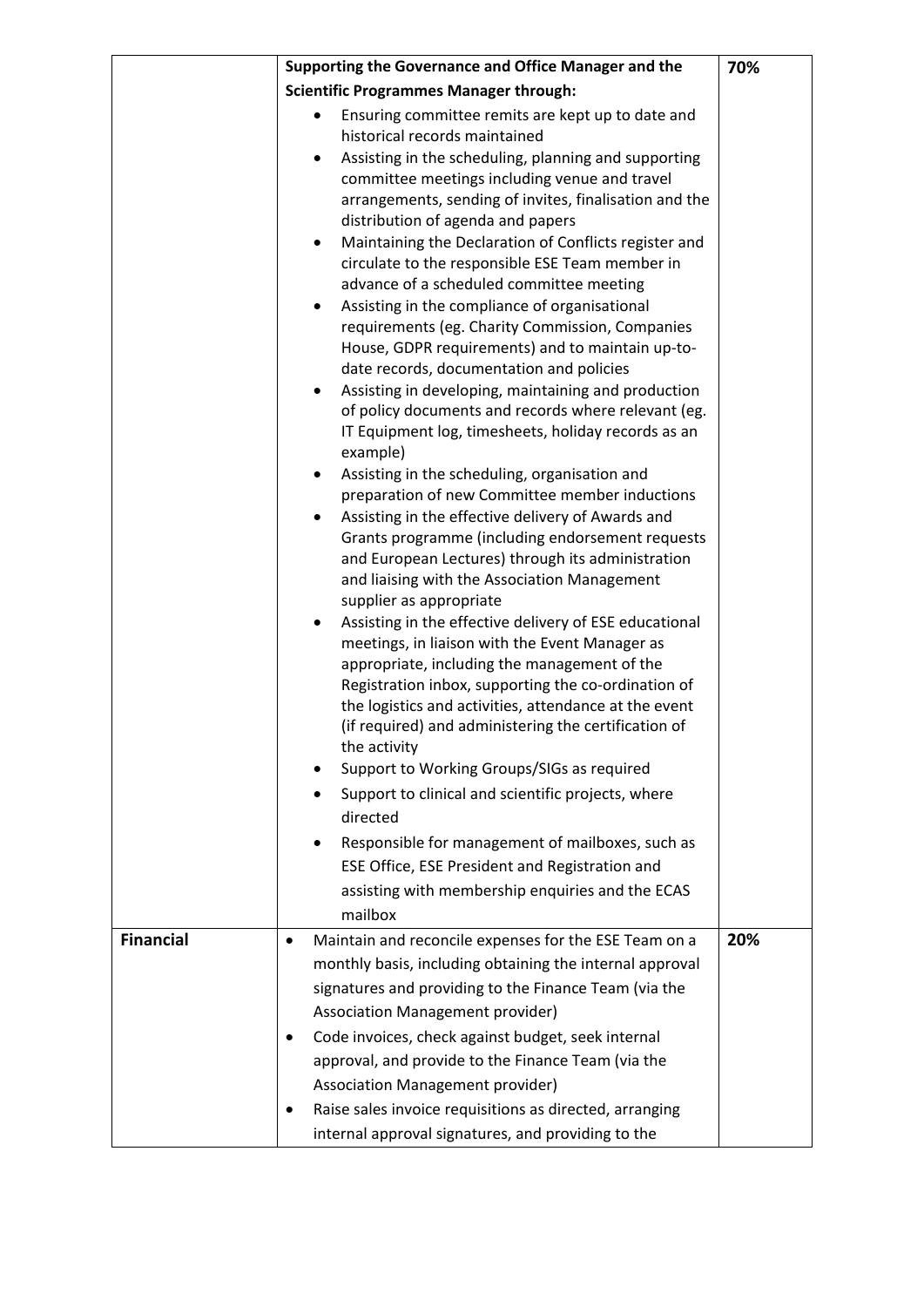| | | |
|---|---|---|
| | **Supporting the Governance and Office Manager and the Scientific Programmes Manager through:**<br>• Ensuring committee remits are kept up to date and historical records maintained<br>• Assisting in the scheduling, planning and supporting committee meetings including venue and travel arrangements, sending of invites, finalisation and the distribution of agenda and papers<br>• Maintaining the Declaration of Conflicts register and circulate to the responsible ESE Team member in advance of a scheduled committee meeting<br>• Assisting in the compliance of organisational requirements (eg. Charity Commission, Companies House, GDPR requirements) and to maintain up-to-date records, documentation and policies<br>• Assisting in developing, maintaining and production of policy documents and records where relevant (eg. IT Equipment log, timesheets, holiday records as an example)<br>• Assisting in the scheduling, organisation and preparation of new Committee member inductions<br>• Assisting in the effective delivery of Awards and Grants programme (including endorsement requests and European Lectures) through its administration and liaising with the Association Management supplier as appropriate<br>• Assisting in the effective delivery of ESE educational meetings, in liaison with the Event Manager as appropriate, including the management of the Registration inbox, supporting the co-ordination of the logistics and activities, attendance at the event (if required) and administering the certification of the activity<br>• Support to Working Groups/SIGs as required<br>• Support to clinical and scientific projects, where directed<br>• Responsible for management of mailboxes, such as ESE Office, ESE President and Registration and assisting with membership enquiries and the ECAS mailbox | **70%** |
| **Financial** | • Maintain and reconcile expenses for the ESE Team on a monthly basis, including obtaining the internal approval signatures and providing to the Finance Team (via the Association Management provider)<br>• Code invoices, check against budget, seek internal approval, and provide to the Finance Team (via the Association Management provider)<br>• Raise sales invoice requisitions as directed, arranging internal approval signatures, and providing to the | **20%** |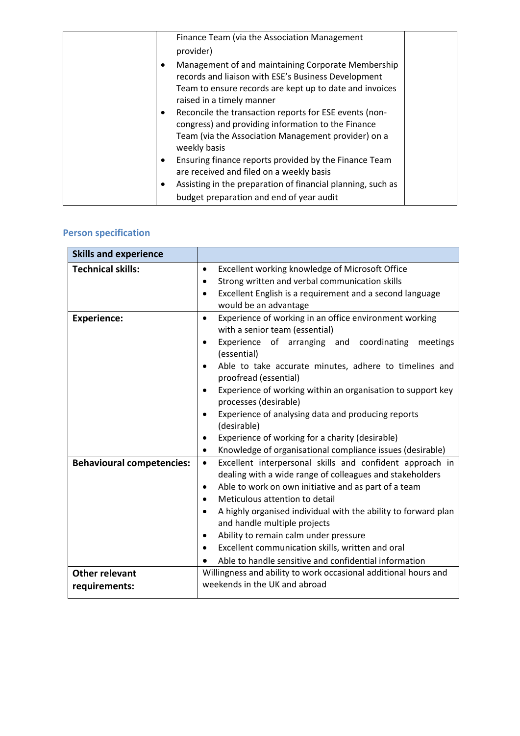| | | |
|---|---|---|
| | Finance Team (via the Association Management provider)<br>• Management of and maintaining Corporate Membership records and liaison with ESE's Business Development Team to ensure records are kept up to date and invoices raised in a timely manner<br>• Reconcile the transaction reports for ESE events (non-congress) and providing information to the Finance Team (via the Association Management provider) on a weekly basis<br>• Ensuring finance reports provided by the Finance Team are received and filed on a weekly basis<br>• Assisting in the preparation of financial planning, such as budget preparation and end of year audit | |

## Person specification

| **Skills and experience** | |
|---|---|
| **Technical skills:** | • Excellent working knowledge of Microsoft Office<br>• Strong written and verbal communication skills<br>• Excellent English is a requirement and a second language would be an advantage |
| **Experience:** | • Experience of working in an office environment working with a senior team (essential)<br>• Experience of arranging and coordinating meetings (essential)<br>• Able to take accurate minutes, adhere to timelines and proofread (essential)<br>• Experience of working within an organisation to support key processes (desirable)<br>• Experience of analysing data and producing reports (desirable)<br>• Experience of working for a charity (desirable)<br>• Knowledge of organisational compliance issues (desirable) |
| **Behavioural competencies:** | • Excellent interpersonal skills and confident approach in dealing with a wide range of colleagues and stakeholders<br>• Able to work on own initiative and as part of a team<br>• Meticulous attention to detail<br>• A highly organised individual with the ability to forward plan and handle multiple projects<br>• Ability to remain calm under pressure<br>• Excellent communication skills, written and oral<br>• Able to handle sensitive and confidential information |
| **Other relevant requirements:** | Willingness and ability to work occasional additional hours and weekends in the UK and abroad |